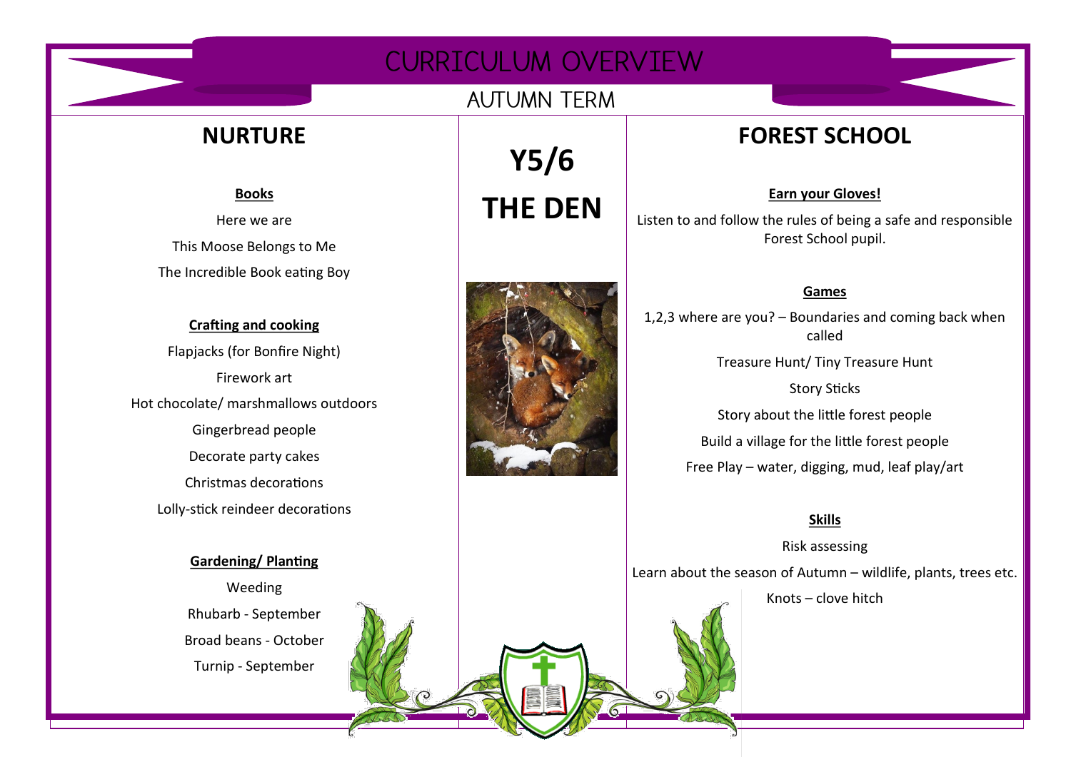# CURRICULUM OVERVIEW

## AUTUMN TERM

# Y5/6

# THE DEN

## NURTURE

**Books**

Here we are

This Moose Belongs to Me

The Incredible Book eating Boy

**Crafting and cooking**

Flapjacks (for Bonfire Night)

Firework art

Hot chocolate/ marshmallows outdoors

Gingerbread people

Decorate party cakes

Christmas decorations

Lolly-stick reindeer decorations

**Gardening/ Planting**

Weeding

Rhubarb - September

Broad beans - October

Turnip - September

## FOREST SCHOOL

**Earn your Gloves!**

Listen to and follow the rules of being a safe and responsible Forest School pupil.

**Games**

1,2,3 where are you? – Boundaries and coming back when called

Treasure Hunt/ Tiny Treasure Hunt

Story Sticks

Story about the little forest people

Build a village for the little forest people

Free Play – water, digging, mud, leaf play/art

**Skills**

Risk assessing

Learn about the season of Autumn – wildlife, plants, trees etc.

Knots – clove hitch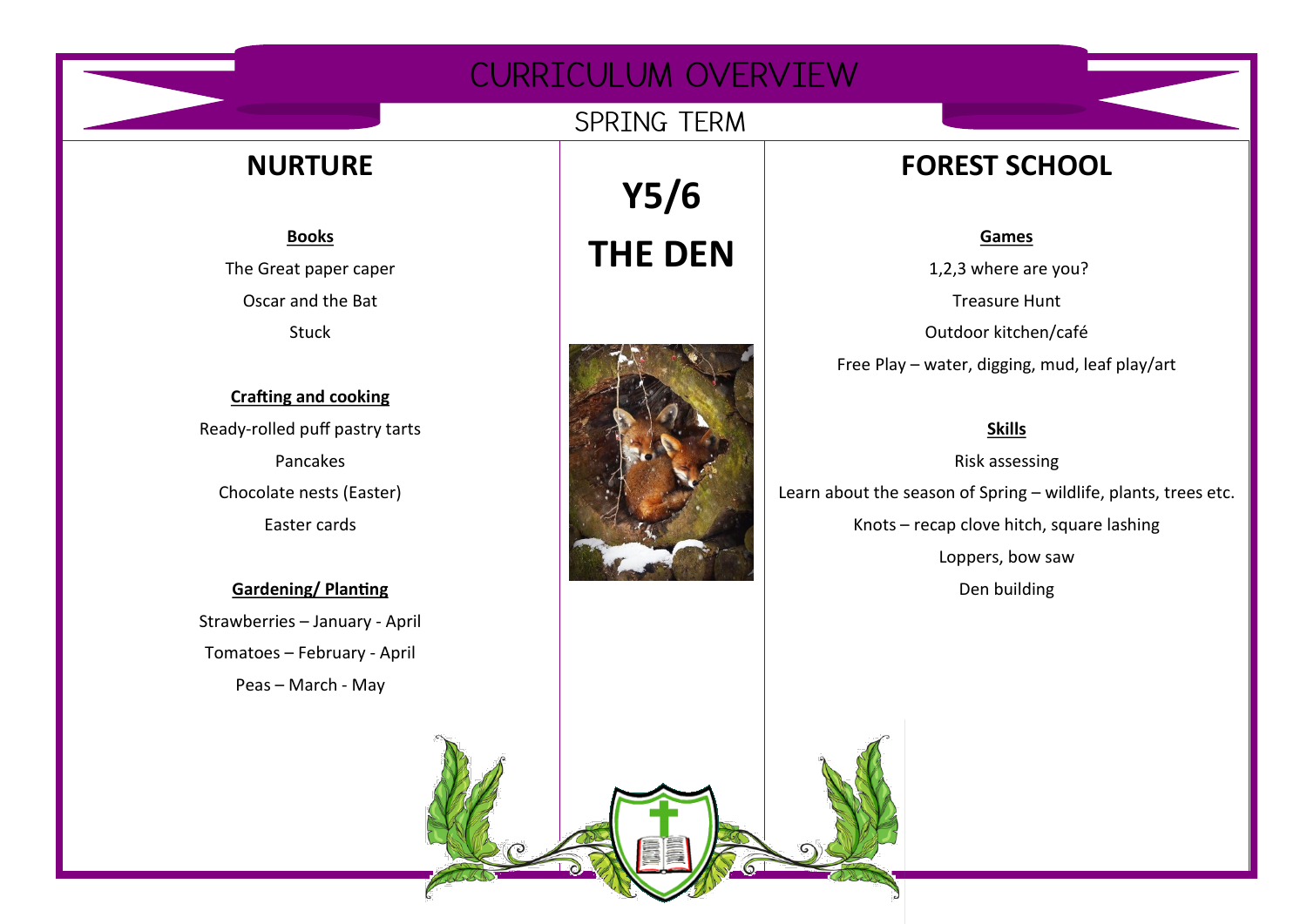# CURRICULUM OVERVIEW

## SPRING TERM

# Y5/6

# THE DEN

## NURTURE

**Books**

The Great paper caper

Oscar and the Bat

Stuck

**Crafting and cooking**

Ready-rolled puff pastry tarts

Pancakes

Chocolate nests (Easter)

Easter cards

**Gardening/ Planting**

Strawberries – January - April

Tomatoes – February - April

Peas – March - May

## FOREST SCHOOL

**Games**

1,2,3 where are you?

Treasure Hunt

Outdoor kitchen/café

Free Play – water, digging, mud, leaf play/art

**Skills**

Risk assessing

Learn about the season of Spring – wildlife, plants, trees etc.

Knots – recap clove hitch, square lashing

Loppers, bow saw

Den building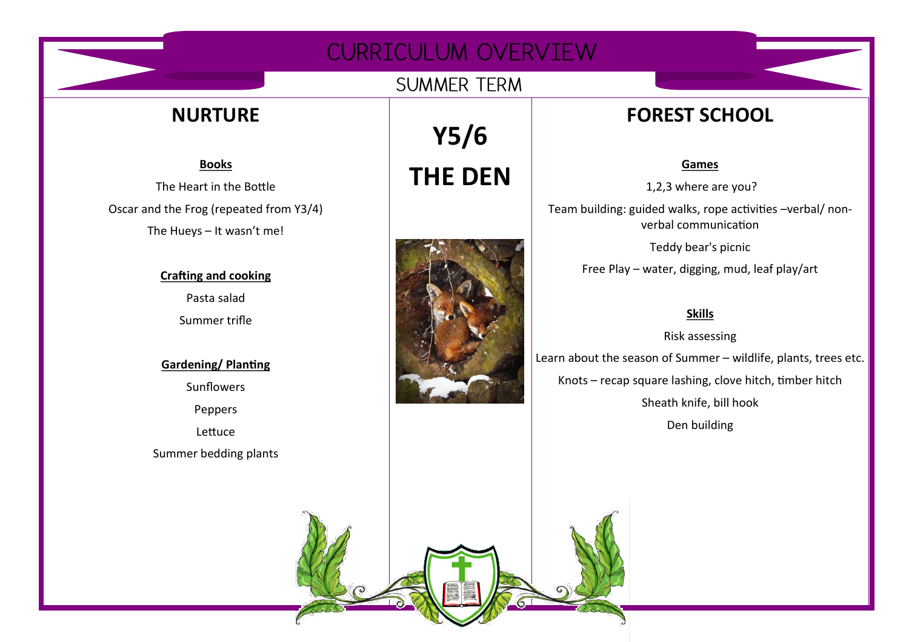# CURRICULUM OVERVIEW

## SUMMER TERM

## Y5/6

## THE DEN

## NURTURE

**Books**

The Heart in the Bottle

Oscar and the Frog (repeated from Y3/4)

The Hueys – It wasn't me!

**Crafting and cooking**

Pasta salad

Summer trifle

**Gardening/ Planting**

Sunflowers

Peppers

Lettuce

Summer bedding plants

## FOREST SCHOOL

**Games**

1,2,3 where are you?

Team building: guided walks, rope activities –verbal/ non-verbal communication

Teddy bear's picnic

Free Play – water, digging, mud, leaf play/art

**Skills**

Risk assessing

Learn about the season of Summer – wildlife, plants, trees etc.

Knots – recap square lashing, clove hitch, timber hitch

Sheath knife, bill hook

Den building